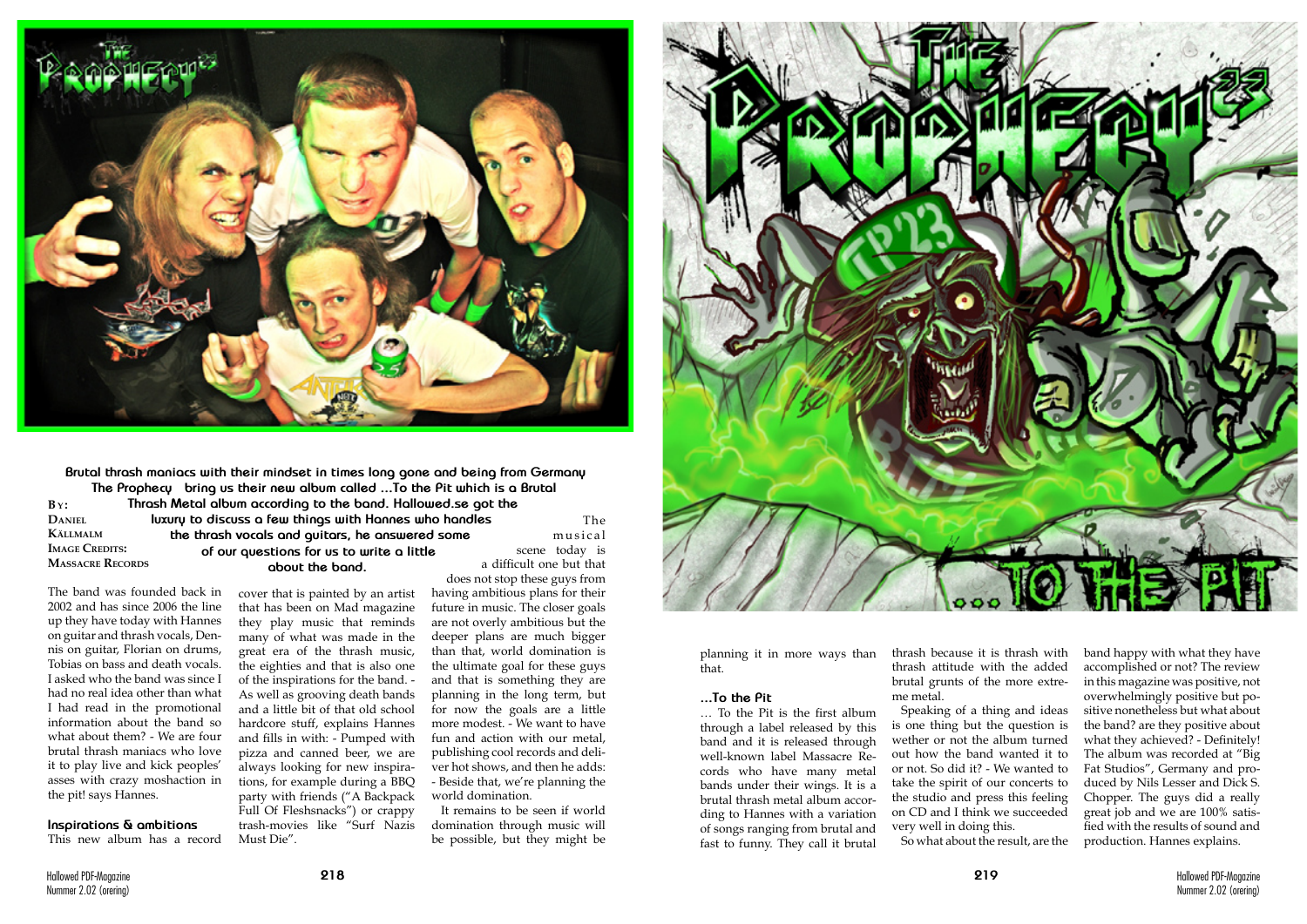**Brutal thrash maniacs with their mindset in times long gone and being from Germany The Prophecy bring us their new album called ...To the Pit which is a Brutal Thrash Metal album according to the band. Hallowed.se got the luxury to discuss a few things with Hannes who handles the thrash vocals and guitars, he answered some of our questions for us to write a little about the band.**

By: Daniel Källmalm
Image Credits: Massacre Records

The band was founded back in 2002 and has since 2006 the line up they have today with Hannes on guitar and thrash vocals, Dennis on guitar, Florian on drums, Tobias on bass and death vocals. I asked who the band was since I had no real idea other than what I had read in the promotional information about the band so what about them? - We are four brutal thrash maniacs who love it to play live and kick peoples' asses with crazy moshaction in the pit! says Hannes.

## Inspirations & ambitions

This new album has a record cover that is painted by an artist that has been on Mad magazine they play music that reminds many of what was made in the great era of the thrash music, the eighties and that is also one of the inspirations for the band. - As well as grooving death bands and a little bit of that old school hardcore stuff, explains Hannes and fills in with: - Pumped with pizza and canned beer, we are always looking for new inspirations, for example during a BBQ party with friends ("A Backpack Full Of Fleshsnacks") or crappy trash-movies like "Surf Nazis Must Die".

The musical scene today is a difficult one but that does not stop these guys from having ambitious plans for their future in music. The closer goals are not overly ambitious but the deeper plans are much bigger than that, world domination is the ultimate goal for these guys and that is something they are planning in the long term, but for now the goals are a little more modest. - We want to have fun and action with our metal, publishing cool records and deliver hot shows, and then he adds: - Beside that, we're planning the world domination.

It remains to be seen if world domination through music will be possible, but they might be planning it in more ways than that.

## ...To the Pit

... To the Pit is the first album through a label released by this band and it is released through well-known label Massacre Records who have many metal bands under their wings. It is a brutal thrash metal album according to Hannes with a variation of songs ranging from brutal and fast to funny. They call it brutal thrash because it is thrash with thrash attitude with the added brutal grunts of the more extreme metal.

Speaking of a thing and ideas is one thing but the question is wether or not the album turned out how the band wanted it to or not. So did it? - We wanted to take the spirit of our concerts to the studio and press this feeling on CD and I think we succeeded very well in doing this.

So what about the result, are the band happy with what they have accomplished or not? The review in this magazine was positive, not overwhelmingly positive but positive nonetheless but what about the band? are they positive about what they achieved? - Definitely! The album was recorded at "Big Fat Studios", Germany and produced by Nils Lesser and Dick S. Chopper. The guys did a really great job and we are 100% satisfied with the results of sound and production. Hannes explains.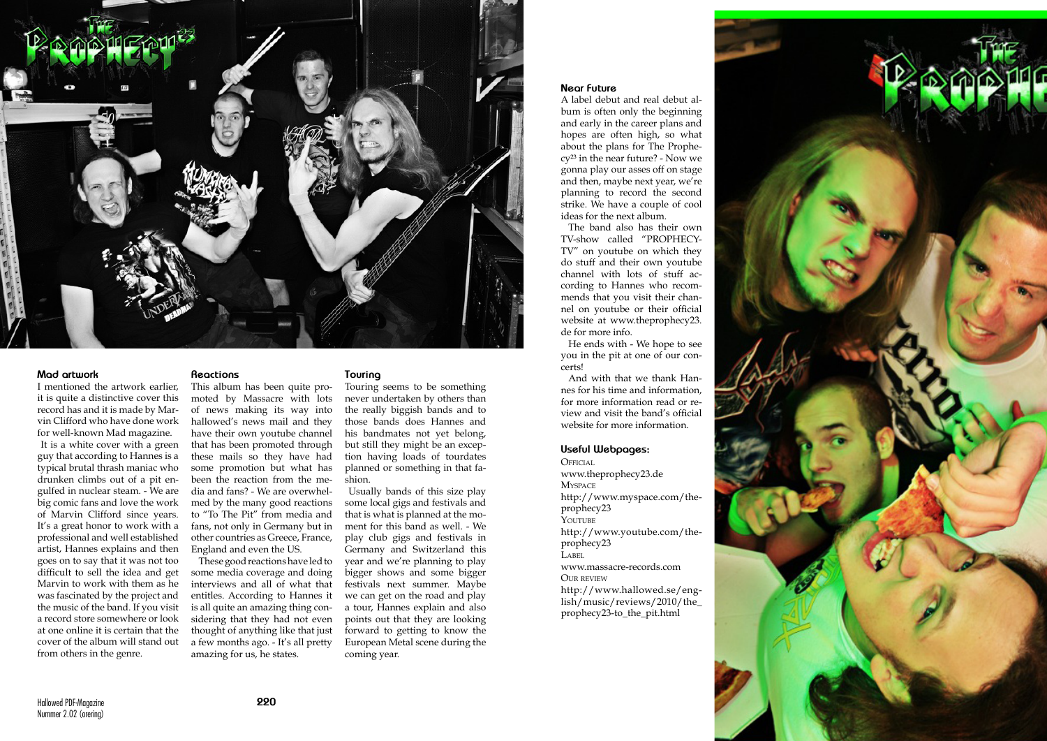### Mad artwork

I mentioned the artwork earlier, it is quite a distinctive cover this record has and it is made by Marvin Clifford who have done work for well-known Mad magazine.

It is a white cover with a green guy that according to Hannes is a typical brutal thrash maniac who drunken climbs out of a pit engulfed in nuclear steam. - We are big comic fans and love the work of Marvin Clifford since years. It's a great honor to work with a professional and well established artist, Hannes explains and then goes on to say that it was not too difficult to sell the idea and get Marvin to work with them as he was fascinated by the project and the music of the band. If you visit a record store somewhere or look at one online it is certain that the cover of the album will stand out from others in the genre.

### Reactions

This album has been quite promoted by Massacre with lots of news making its way into hallowed's news mail and they have their own youtube channel that has been promoted through these mails so they have had some promotion but what has been the reaction from the media and fans? - We are overwhelmed by the many good reactions to "To The Pit" from media and fans, not only in Germany but in other countries as Greece, France, England and even the US.

These good reactions have led to some media coverage and doing interviews and all of what that entitles. According to Hannes it is all quite an amazing thing considering that they had not even thought of anything like that just a few months ago. - It's all pretty amazing for us, he states.

### Touring

Touring seems to be something never undertaken by others than the really biggish bands and to those bands does Hannes and his bandmates not yet belong, but still they might be an exception having loads of tourdates planned or something in that fashion.

Usually bands of this size play some local gigs and festivals and that is what is planned at the moment for this band as well. - We play club gigs and festivals in Germany and Switzerland this year and we're planning to play bigger shows and some bigger festivals next summer. Maybe we can get on the road and play a tour, Hannes explain and also points out that they are looking forward to getting to know the European Metal scene during the coming year.

### Near Future

A label debut and real debut album is often only the beginning and early in the career plans and hopes are often high, so what about the plans for The Prophecy[23] in the near future? - Now we gonna play our asses off on stage and then, maybe next year, we're planning to record the second strike. We have a couple of cool ideas for the next album.

The band also has their own TV-show called "PROPHECY-TV" on youtube on which they do stuff and their own youtube channel with lots of stuff according to Hannes who recommends that you visit their channel on youtube or their official website at www.theprophecy23.de for more info.

He ends with - We hope to see you in the pit at one of our concerts!

And with that we thank Hannes for his time and information, for more information read or review and visit the band's official website for more information.

### Useful Webpages:

Official
www.theprophecy23.de
Myspace
http://www.myspace.com/theprophecy23
Youtube
http://www.youtube.com/theprophecy23
Label
www.massacre-records.com
Our review
http://www.hallowed.se/english/music/reviews/2010/the_prophecy23-to_the_pit.html